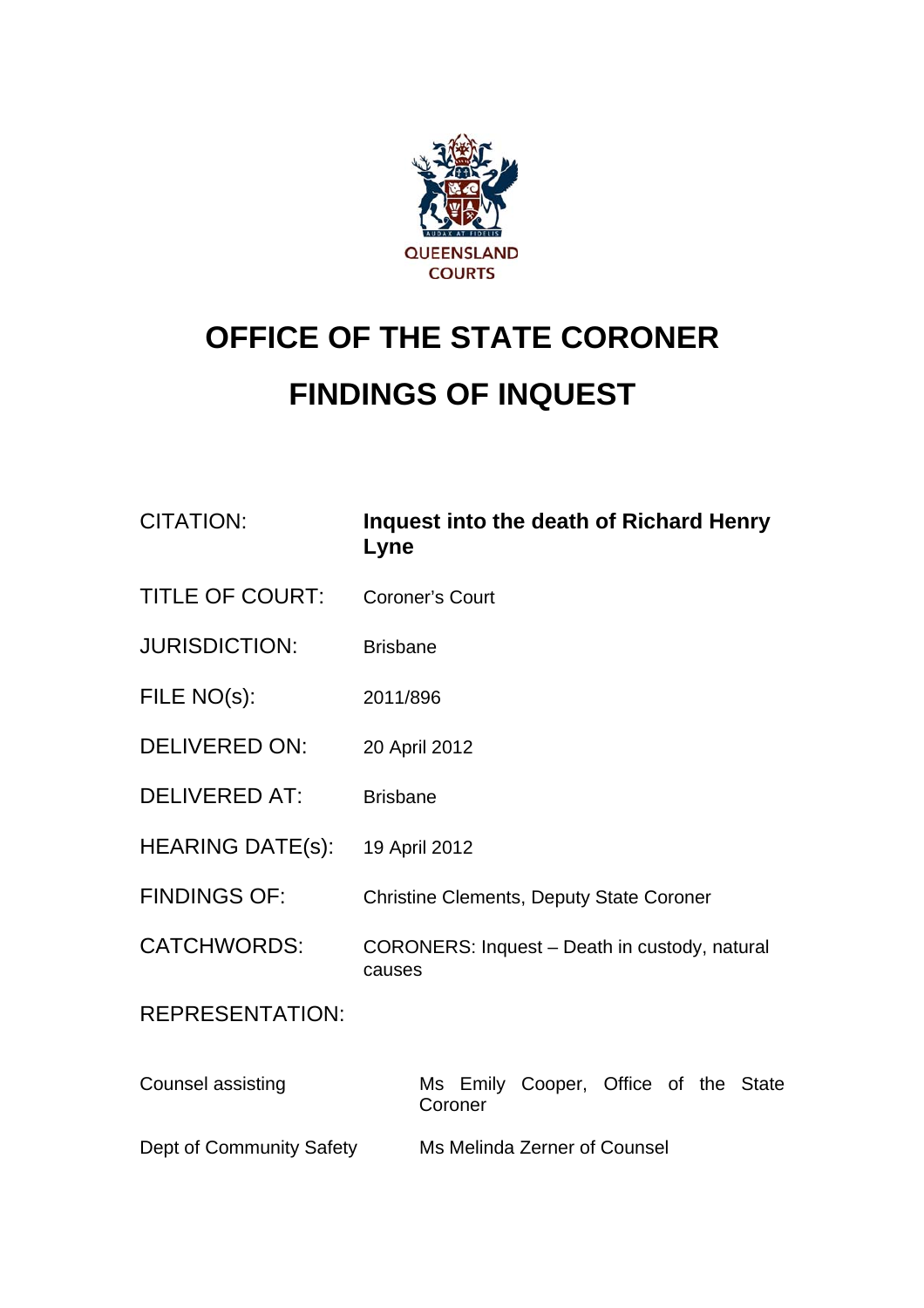QUEENSLAND COURTS

# OFFICE OF THE STATE CORONER

# FINDINGS OF INQUEST

| | |
|---|---|
| CITATION: | **Inquest into the death of Richard Henry Lyne** |
| TITLE OF COURT: | Coroner's Court |
| JURISDICTION: | Brisbane |
| FILE NO(s): | 2011/896 |
| DELIVERED ON: | 20 April 2012 |
| DELIVERED AT: | Brisbane |
| HEARING DATE(s): | 19 April 2012 |
| FINDINGS OF: | Christine Clements, Deputy State Coroner |
| CATCHWORDS: | CORONERS: Inquest – Death in custody, natural causes |

REPRESENTATION:

| | |
|---|---|
| Counsel assisting | Ms Emily Cooper, Office of the State Coroner |
| Dept of Community Safety | Ms Melinda Zerner of Counsel |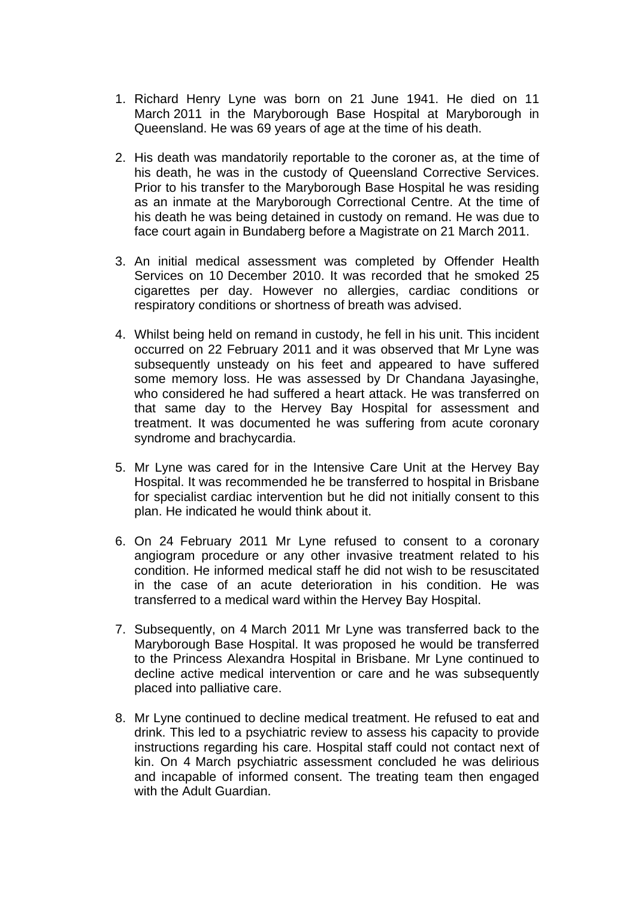1. Richard Henry Lyne was born on 21 June 1941. He died on 11 March 2011 in the Maryborough Base Hospital at Maryborough in Queensland. He was 69 years of age at the time of his death.

2. His death was mandatorily reportable to the coroner as, at the time of his death, he was in the custody of Queensland Corrective Services. Prior to his transfer to the Maryborough Base Hospital he was residing as an inmate at the Maryborough Correctional Centre. At the time of his death he was being detained in custody on remand. He was due to face court again in Bundaberg before a Magistrate on 21 March 2011.

3. An initial medical assessment was completed by Offender Health Services on 10 December 2010. It was recorded that he smoked 25 cigarettes per day. However no allergies, cardiac conditions or respiratory conditions or shortness of breath was advised.

4. Whilst being held on remand in custody, he fell in his unit. This incident occurred on 22 February 2011 and it was observed that Mr Lyne was subsequently unsteady on his feet and appeared to have suffered some memory loss. He was assessed by Dr Chandana Jayasinghe, who considered he had suffered a heart attack. He was transferred on that same day to the Hervey Bay Hospital for assessment and treatment. It was documented he was suffering from acute coronary syndrome and brachycardia.

5. Mr Lyne was cared for in the Intensive Care Unit at the Hervey Bay Hospital. It was recommended he be transferred to hospital in Brisbane for specialist cardiac intervention but he did not initially consent to this plan. He indicated he would think about it.

6. On 24 February 2011 Mr Lyne refused to consent to a coronary angiogram procedure or any other invasive treatment related to his condition. He informed medical staff he did not wish to be resuscitated in the case of an acute deterioration in his condition. He was transferred to a medical ward within the Hervey Bay Hospital.

7. Subsequently, on 4 March 2011 Mr Lyne was transferred back to the Maryborough Base Hospital. It was proposed he would be transferred to the Princess Alexandra Hospital in Brisbane. Mr Lyne continued to decline active medical intervention or care and he was subsequently placed into palliative care.

8. Mr Lyne continued to decline medical treatment. He refused to eat and drink. This led to a psychiatric review to assess his capacity to provide instructions regarding his care. Hospital staff could not contact next of kin. On 4 March psychiatric assessment concluded he was delirious and incapable of informed consent. The treating team then engaged with the Adult Guardian.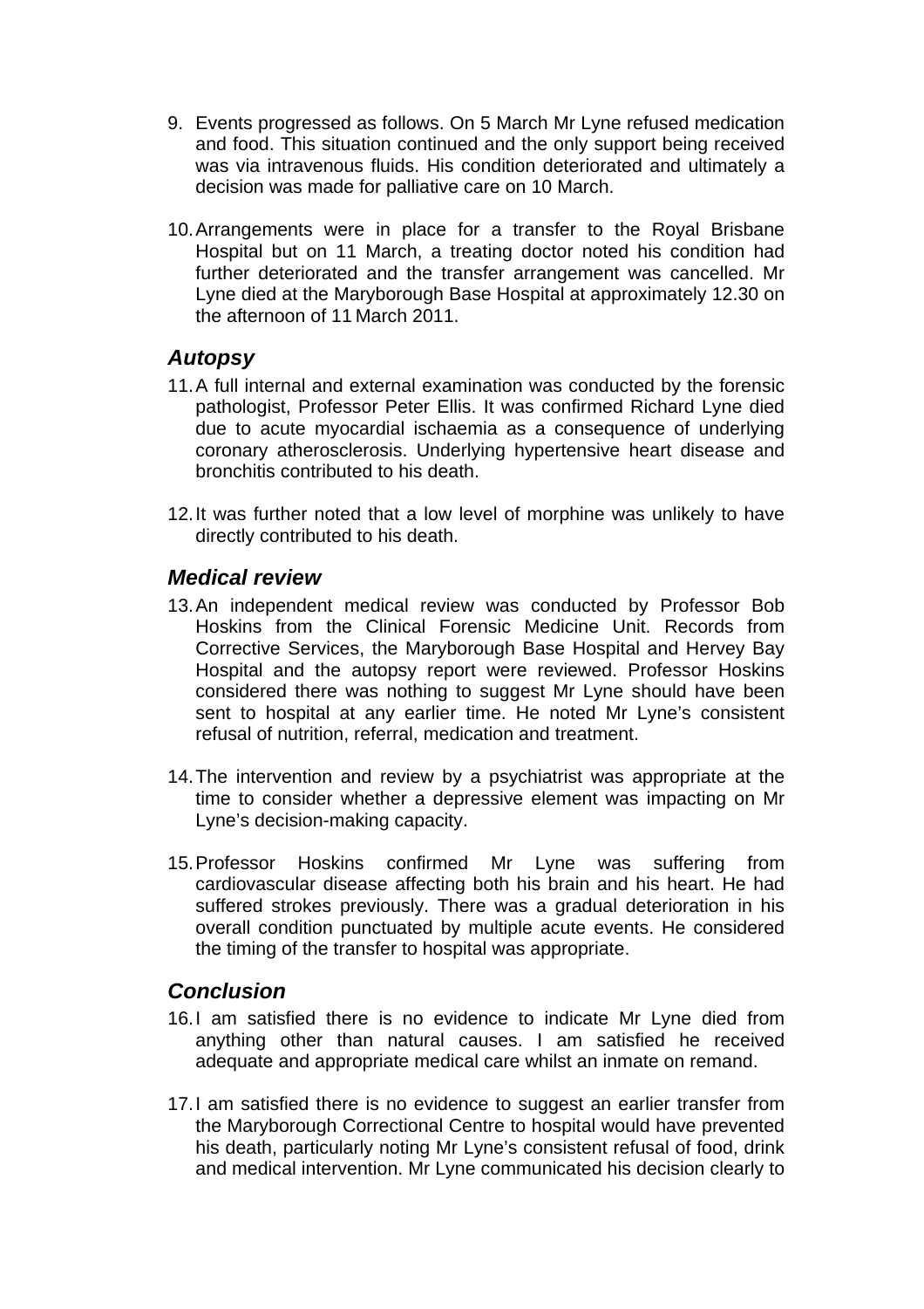9. Events progressed as follows. On 5 March Mr Lyne refused medication and food. This situation continued and the only support being received was via intravenous fluids. His condition deteriorated and ultimately a decision was made for palliative care on 10 March.

10. Arrangements were in place for a transfer to the Royal Brisbane Hospital but on 11 March, a treating doctor noted his condition had further deteriorated and the transfer arrangement was cancelled. Mr Lyne died at the Maryborough Base Hospital at approximately 12.30 on the afternoon of 11 March 2011.

## *Autopsy*

11. A full internal and external examination was conducted by the forensic pathologist, Professor Peter Ellis. It was confirmed Richard Lyne died due to acute myocardial ischaemia as a consequence of underlying coronary atherosclerosis. Underlying hypertensive heart disease and bronchitis contributed to his death.

12. It was further noted that a low level of morphine was unlikely to have directly contributed to his death.

## *Medical review*

13. An independent medical review was conducted by Professor Bob Hoskins from the Clinical Forensic Medicine Unit. Records from Corrective Services, the Maryborough Base Hospital and Hervey Bay Hospital and the autopsy report were reviewed. Professor Hoskins considered there was nothing to suggest Mr Lyne should have been sent to hospital at any earlier time. He noted Mr Lyne's consistent refusal of nutrition, referral, medication and treatment.

14. The intervention and review by a psychiatrist was appropriate at the time to consider whether a depressive element was impacting on Mr Lyne's decision-making capacity.

15. Professor Hoskins confirmed Mr Lyne was suffering from cardiovascular disease affecting both his brain and his heart. He had suffered strokes previously. There was a gradual deterioration in his overall condition punctuated by multiple acute events. He considered the timing of the transfer to hospital was appropriate.

## *Conclusion*

16. I am satisfied there is no evidence to indicate Mr Lyne died from anything other than natural causes. I am satisfied he received adequate and appropriate medical care whilst an inmate on remand.

17. I am satisfied there is no evidence to suggest an earlier transfer from the Maryborough Correctional Centre to hospital would have prevented his death, particularly noting Mr Lyne's consistent refusal of food, drink and medical intervention. Mr Lyne communicated his decision clearly to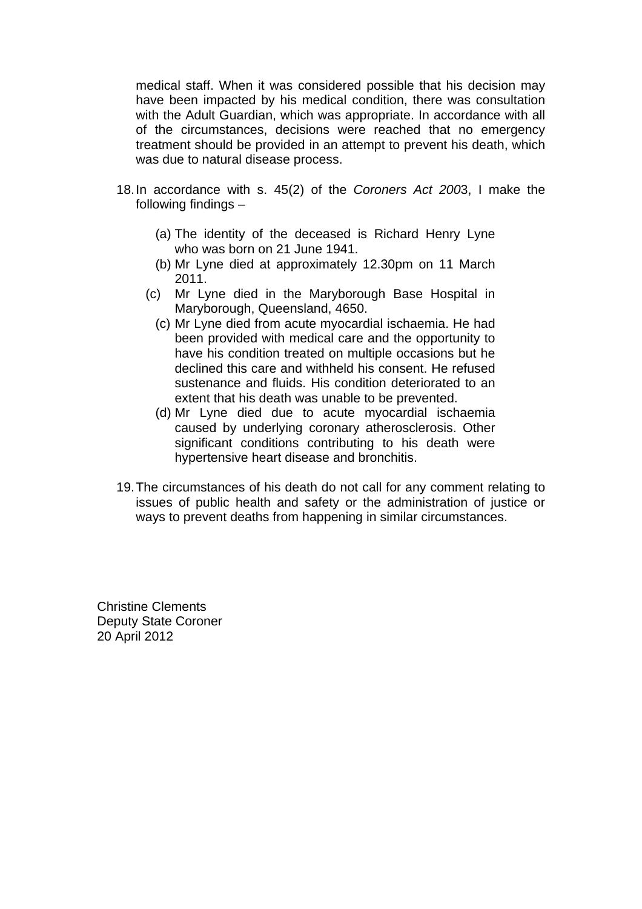medical staff. When it was considered possible that his decision may have been impacted by his medical condition, there was consultation with the Adult Guardian, which was appropriate. In accordance with all of the circumstances, decisions were reached that no emergency treatment should be provided in an attempt to prevent his death, which was due to natural disease process.

18. In accordance with s. 45(2) of the *Coroners Act 200*3, I make the following findings –

    (a) The identity of the deceased is Richard Henry Lyne who was born on 21 June 1941.
    (b) Mr Lyne died at approximately 12.30pm on 11 March 2011.
    (c) Mr Lyne died in the Maryborough Base Hospital in Maryborough, Queensland, 4650.
    (c) Mr Lyne died from acute myocardial ischaemia. He had been provided with medical care and the opportunity to have his condition treated on multiple occasions but he declined this care and withheld his consent. He refused sustenance and fluids. His condition deteriorated to an extent that his death was unable to be prevented.
    (d) Mr Lyne died due to acute myocardial ischaemia caused by underlying coronary atherosclerosis. Other significant conditions contributing to his death were hypertensive heart disease and bronchitis.

19. The circumstances of his death do not call for any comment relating to issues of public health and safety or the administration of justice or ways to prevent deaths from happening in similar circumstances.

Christine Clements
Deputy State Coroner
20 April 2012